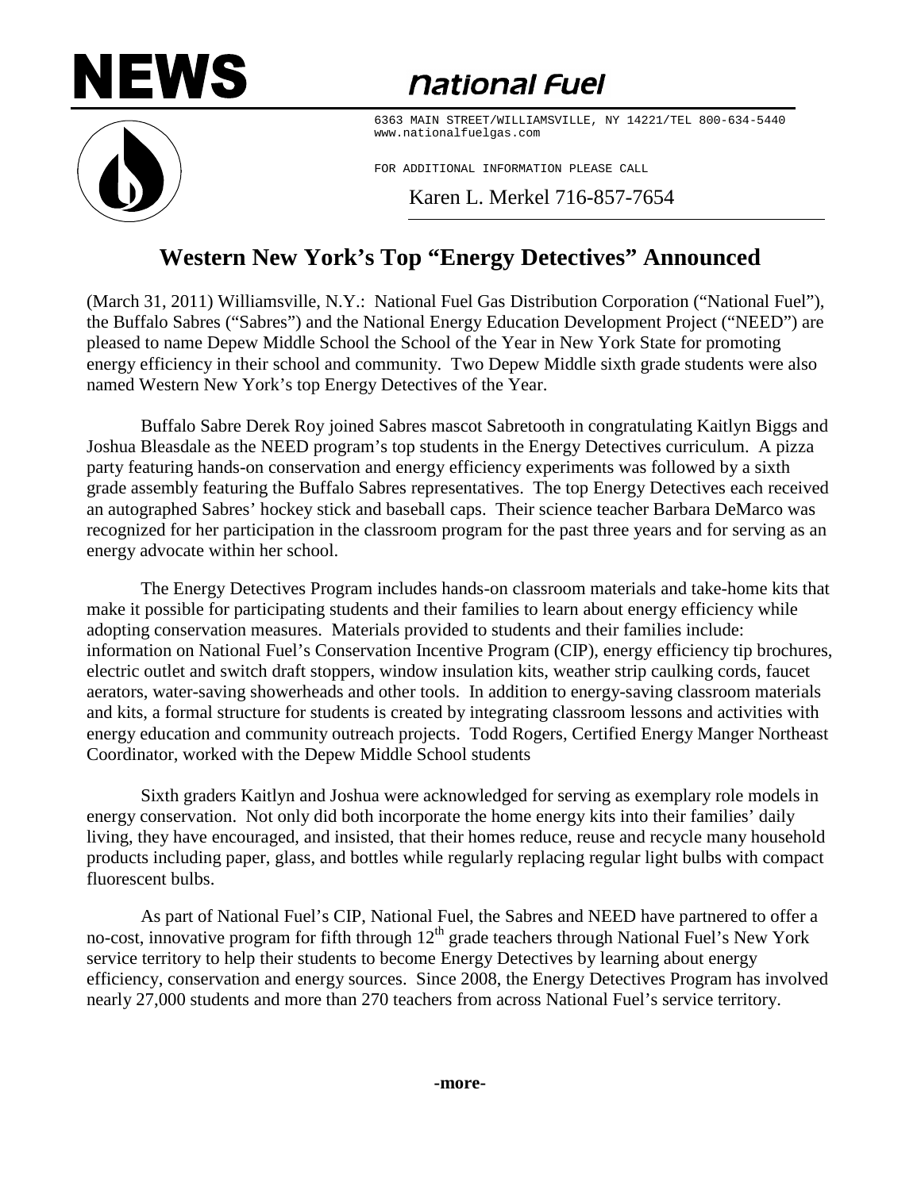NEWS

*National Fuel*

6363 MAIN STREET/WILLIAMSVILLE, NY 14221/TEL 800-634-5440
www.nationalfuelgas.com

FOR ADDITIONAL INFORMATION PLEASE CALL

Karen L. Merkel 716-857-7654

# Western New York's Top "Energy Detectives" Announced

(March 31, 2011) Williamsville, N.Y.: National Fuel Gas Distribution Corporation ("National Fuel"), the Buffalo Sabres ("Sabres") and the National Energy Education Development Project ("NEED") are pleased to name Depew Middle School the School of the Year in New York State for promoting energy efficiency in their school and community. Two Depew Middle sixth grade students were also named Western New York's top Energy Detectives of the Year.

Buffalo Sabre Derek Roy joined Sabres mascot Sabretooth in congratulating Kaitlyn Biggs and Joshua Bleasdale as the NEED program's top students in the Energy Detectives curriculum. A pizza party featuring hands-on conservation and energy efficiency experiments was followed by a sixth grade assembly featuring the Buffalo Sabres representatives. The top Energy Detectives each received an autographed Sabres' hockey stick and baseball caps. Their science teacher Barbara DeMarco was recognized for her participation in the classroom program for the past three years and for serving as an energy advocate within her school.

The Energy Detectives Program includes hands-on classroom materials and take-home kits that make it possible for participating students and their families to learn about energy efficiency while adopting conservation measures. Materials provided to students and their families include: information on National Fuel's Conservation Incentive Program (CIP), energy efficiency tip brochures, electric outlet and switch draft stoppers, window insulation kits, weather strip caulking cords, faucet aerators, water-saving showerheads and other tools. In addition to energy-saving classroom materials and kits, a formal structure for students is created by integrating classroom lessons and activities with energy education and community outreach projects. Todd Rogers, Certified Energy Manger Northeast Coordinator, worked with the Depew Middle School students

Sixth graders Kaitlyn and Joshua were acknowledged for serving as exemplary role models in energy conservation. Not only did both incorporate the home energy kits into their families' daily living, they have encouraged, and insisted, that their homes reduce, reuse and recycle many household products including paper, glass, and bottles while regularly replacing regular light bulbs with compact fluorescent bulbs.

As part of National Fuel's CIP, National Fuel, the Sabres and NEED have partnered to offer a no-cost, innovative program for fifth through 12th grade teachers through National Fuel's New York service territory to help their students to become Energy Detectives by learning about energy efficiency, conservation and energy sources. Since 2008, the Energy Detectives Program has involved nearly 27,000 students and more than 270 teachers from across National Fuel's service territory.

**-more-**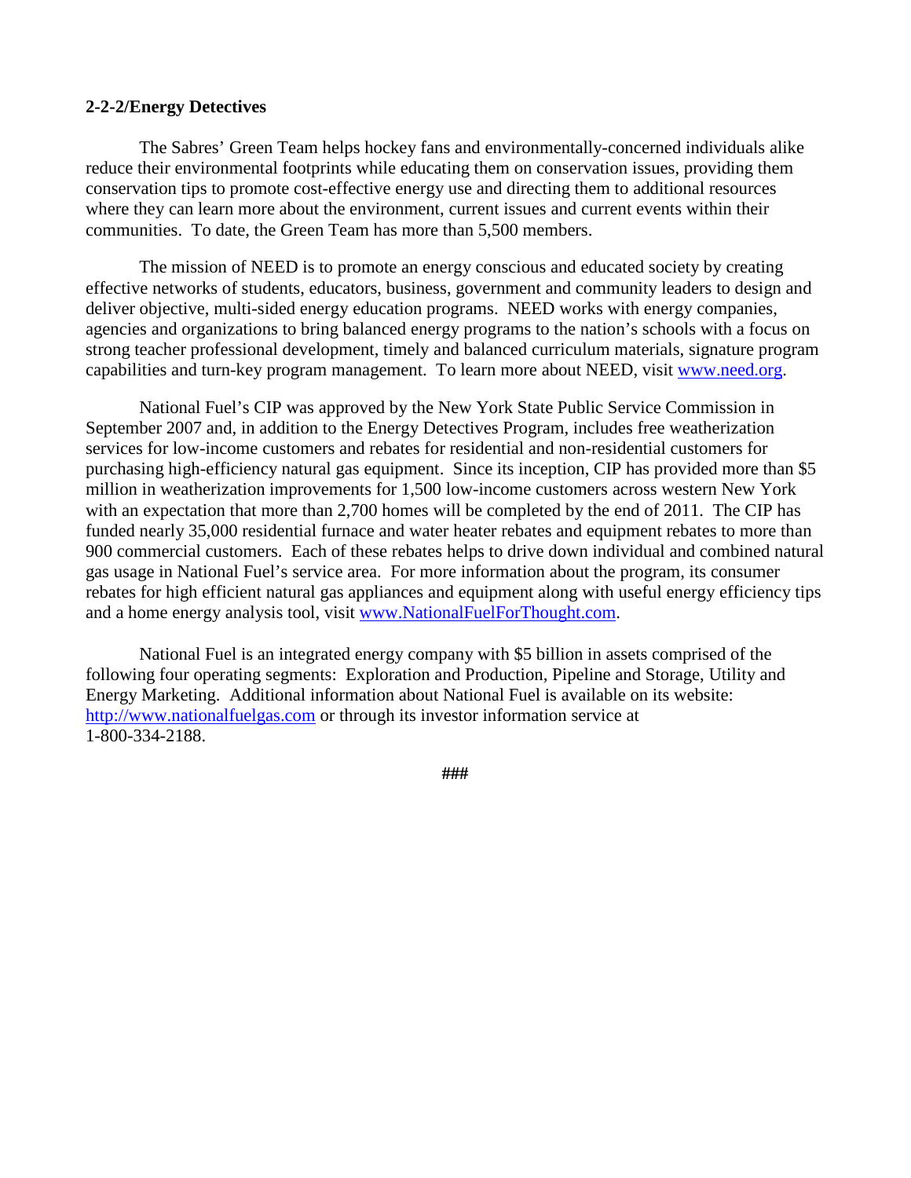**2-2-2/Energy Detectives**

The Sabres' Green Team helps hockey fans and environmentally-concerned individuals alike reduce their environmental footprints while educating them on conservation issues, providing them conservation tips to promote cost-effective energy use and directing them to additional resources where they can learn more about the environment, current issues and current events within their communities. To date, the Green Team has more than 5,500 members.

The mission of NEED is to promote an energy conscious and educated society by creating effective networks of students, educators, business, government and community leaders to design and deliver objective, multi-sided energy education programs. NEED works with energy companies, agencies and organizations to bring balanced energy programs to the nation's schools with a focus on strong teacher professional development, timely and balanced curriculum materials, signature program capabilities and turn-key program management. To learn more about NEED, visit www.need.org.

National Fuel's CIP was approved by the New York State Public Service Commission in September 2007 and, in addition to the Energy Detectives Program, includes free weatherization services for low-income customers and rebates for residential and non-residential customers for purchasing high-efficiency natural gas equipment. Since its inception, CIP has provided more than $5 million in weatherization improvements for 1,500 low-income customers across western New York with an expectation that more than 2,700 homes will be completed by the end of 2011. The CIP has funded nearly 35,000 residential furnace and water heater rebates and equipment rebates to more than 900 commercial customers. Each of these rebates helps to drive down individual and combined natural gas usage in National Fuel's service area. For more information about the program, its consumer rebates for high efficient natural gas appliances and equipment along with useful energy efficiency tips and a home energy analysis tool, visit www.NationalFuelForThought.com.

National Fuel is an integrated energy company with $5 billion in assets comprised of the following four operating segments: Exploration and Production, Pipeline and Storage, Utility and Energy Marketing. Additional information about National Fuel is available on its website: http://www.nationalfuelgas.com or through its investor information service at 1-800-334-2188.

###